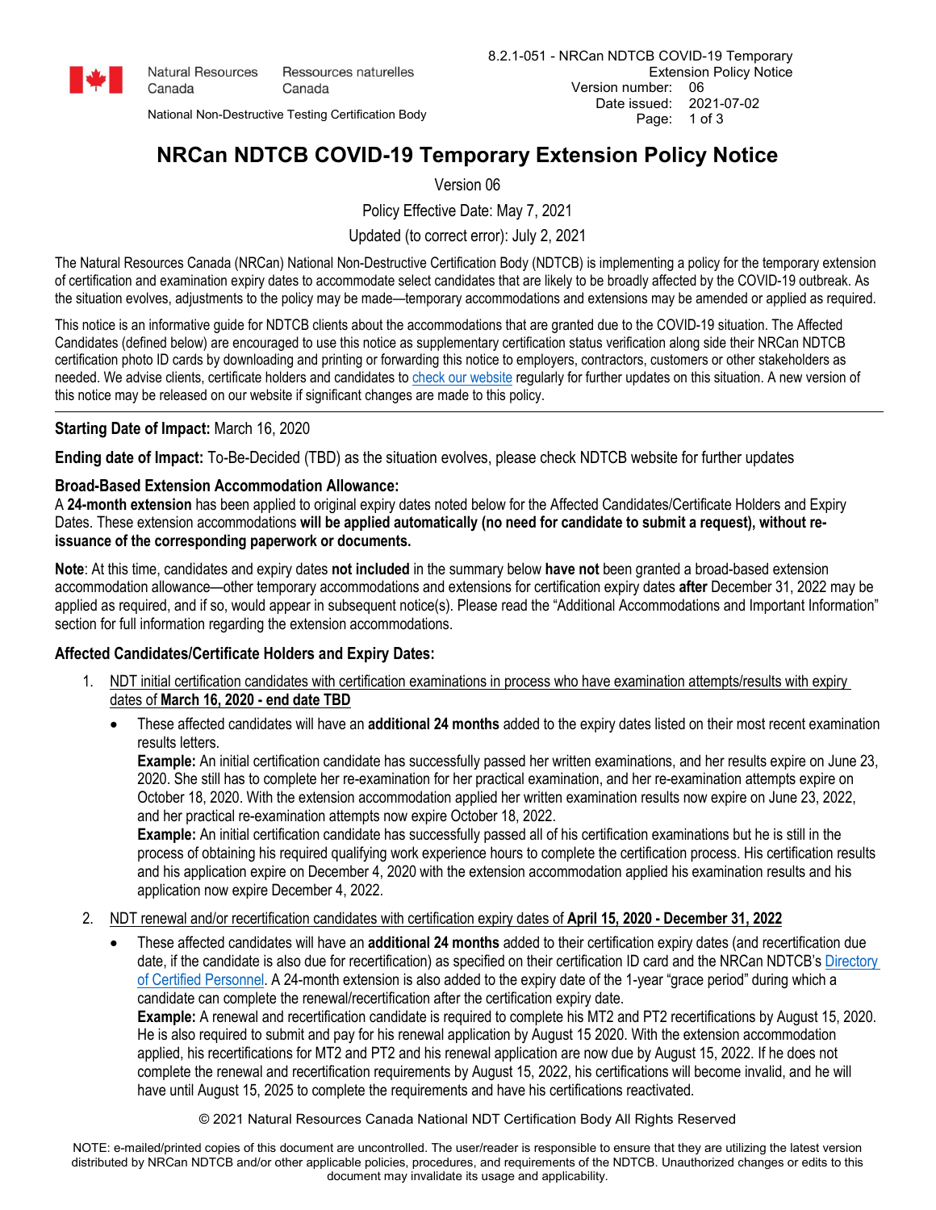# NRCan NDTCB COVID-19 Temporary Extension Policy Notice

Version 06

Policy Effective Date: May 7, 2021

Updated (to correct error): July 2, 2021

The Natural Resources Canada (NRCan) National Non-Destructive Certification Body (NDTCB) is implementing a policy for the temporary extension of certification and examination expiry dates to accommodate select candidates that are likely to be broadly affected by the COVID-19 outbreak. As the situation evolves, adjustments to the policy may be made—temporary accommodations and extensions may be amended or applied as required.

This notice is an informative guide for NDTCB clients about the accommodations that are granted due to the COVID-19 situation. The Affected Candidates (defined below) are encouraged to use this notice as supplementary certification status verification along side their NRCan NDTCB certification photo ID cards by downloading and printing or forwarding this notice to employers, contractors, customers or other stakeholders as needed. We advise clients, certificate holders and candidates to check our website regularly for further updates on this situation. A new version of this notice may be released on our website if significant changes are made to this policy.

---

**Starting Date of Impact:** March 16, 2020

**Ending date of Impact:** To-Be-Decided (TBD) as the situation evolves, please check NDTCB website for further updates

**Broad-Based Extension Accommodation Allowance:**
A **24-month extension** has been applied to original expiry dates noted below for the Affected Candidates/Certificate Holders and Expiry Dates. These extension accommodations **will be applied automatically (no need for candidate to submit a request), without re-issuance of the corresponding paperwork or documents.**

**Note**: At this time, candidates and expiry dates **not included** in the summary below **have not** been granted a broad-based extension accommodation allowance—other temporary accommodations and extensions for certification expiry dates **after** December 31, 2022 may be applied as required, and if so, would appear in subsequent notice(s). Please read the "Additional Accommodations and Important Information" section for full information regarding the extension accommodations.

**Affected Candidates/Certificate Holders and Expiry Dates:**

1. NDT initial certification candidates with certification examinations in process who have examination attempts/results with expiry dates of **March 16, 2020 - end date TBD**
   - These affected candidates will have an **additional 24 months** added to the expiry dates listed on their most recent examination results letters.
     **Example:** An initial certification candidate has successfully passed her written examinations, and her results expire on June 23, 2020. She still has to complete her re-examination for her practical examination, and her re-examination attempts expire on October 18, 2020. With the extension accommodation applied her written examination results now expire on June 23, 2022, and her practical re-examination attempts now expire October 18, 2022.
     **Example:** An initial certification candidate has successfully passed all of his certification examinations but he is still in the process of obtaining his required qualifying work experience hours to complete the certification process. His certification results and his application expire on December 4, 2020 with the extension accommodation applied his examination results and his application now expire December 4, 2022.

2. NDT renewal and/or recertification candidates with certification expiry dates of **April 15, 2020 - December 31, 2022**
   - These affected candidates will have an **additional 24 months** added to their certification expiry dates (and recertification due date, if the candidate is also due for recertification) as specified on their certification ID card and the NRCan NDTCB's Directory of Certified Personnel. A 24-month extension is also added to the expiry date of the 1-year "grace period" during which a candidate can complete the renewal/recertification after the certification expiry date.
     **Example:** A renewal and recertification candidate is required to complete his MT2 and PT2 recertifications by August 15, 2020. He is also required to submit and pay for his renewal application by August 15 2020. With the extension accommodation applied, his recertifications for MT2 and PT2 and his renewal application are now due by August 15, 2022. If he does not complete the renewal and recertification requirements by August 15, 2022, his certifications will become invalid, and he will have until August 15, 2025 to complete the requirements and have his certifications reactivated.

© 2021 Natural Resources Canada National NDT Certification Body All Rights Reserved

NOTE: e-mailed/printed copies of this document are uncontrolled. The user/reader is responsible to ensure that they are utilizing the latest version distributed by NRCan NDTCB and/or other applicable policies, procedures, and requirements of the NDTCB. Unauthorized changes or edits to this document may invalidate its usage and applicability.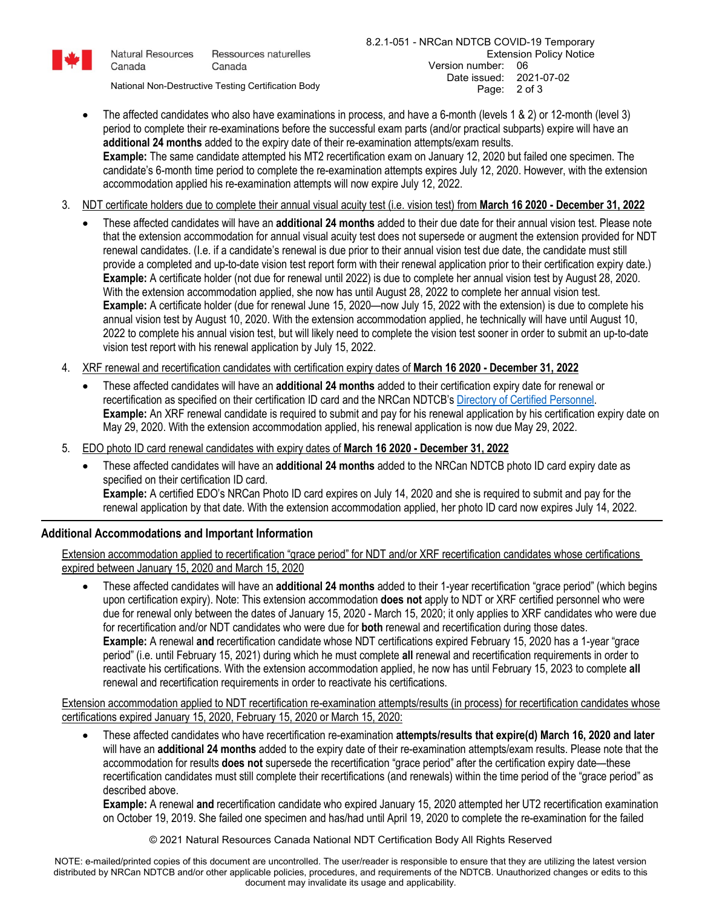- The affected candidates who also have examinations in process, and have a 6-month (levels 1 & 2) or 12-month (level 3) period to complete their re-examinations before the successful exam parts (and/or practical subparts) expire will have an **additional 24 months** added to the expiry date of their re-examination attempts/exam results.
  **Example:** The same candidate attempted his MT2 recertification exam on January 12, 2020 but failed one specimen. The candidate's 6-month time period to complete the re-examination attempts expires July 12, 2020. However, with the extension accommodation applied his re-examination attempts will now expire July 12, 2022.

3. <u>NDT certificate holders due to complete their annual visual acuity test (i.e. vision test) from **March 16 2020 - December 31, 2022**</u>
   - These affected candidates will have an **additional 24 months** added to their due date for their annual vision test. Please note that the extension accommodation for annual visual acuity test does not supersede or augment the extension provided for NDT renewal candidates. (I.e. if a candidate's renewal is due prior to their annual vision test due date, the candidate must still provide a completed and up-to-date vision test report form with their renewal application prior to their certification expiry date.)
     **Example:** A certificate holder (not due for renewal until 2022) is due to complete her annual vision test by August 28, 2020. With the extension accommodation applied, she now has until August 28, 2022 to complete her annual vision test.
     **Example:** A certificate holder (due for renewal June 15, 2020—now July 15, 2022 with the extension) is due to complete his annual vision test by August 10, 2020. With the extension accommodation applied, he technically will have until August 10, 2022 to complete his annual vision test, but will likely need to complete the vision test sooner in order to submit an up-to-date vision test report with his renewal application by July 15, 2022.

4. <u>XRF renewal and recertification candidates with certification expiry dates of **March 16 2020 - December 31, 2022**</u>
   - These affected candidates will have an **additional 24 months** added to their certification expiry date for renewal or recertification as specified on their certification ID card and the NRCan NDTCB's Directory of Certified Personnel.
     **Example:** An XRF renewal candidate is required to submit and pay for his renewal application by his certification expiry date on May 29, 2020. With the extension accommodation applied, his renewal application is now due May 29, 2022.

5. <u>EDO photo ID card renewal candidates with expiry dates of **March 16 2020 - December 31, 2022**</u>
   - These affected candidates will have an **additional 24 months** added to the NRCan NDTCB photo ID card expiry date as specified on their certification ID card.
     **Example:** A certified EDO's NRCan Photo ID card expires on July 14, 2020 and she is required to submit and pay for the renewal application by that date. With the extension accommodation applied, her photo ID card now expires July 14, 2022.

---

## Additional Accommodations and Important Information

<u>Extension accommodation applied to recertification "grace period" for NDT and/or XRF recertification candidates whose certifications expired between January 15, 2020 and March 15, 2020</u>

- These affected candidates will have an **additional 24 months** added to their 1-year recertification "grace period" (which begins upon certification expiry). Note: This extension accommodation **does not** apply to NDT or XRF certified personnel who were due for renewal only between the dates of January 15, 2020 - March 15, 2020; it only applies to XRF candidates who were due for recertification and/or NDT candidates who were due for **both** renewal and recertification during those dates.
  **Example:** A renewal **and** recertification candidate whose NDT certifications expired February 15, 2020 has a 1-year "grace period" (i.e. until February 15, 2021) during which he must complete **all** renewal and recertification requirements in order to reactivate his certifications. With the extension accommodation applied, he now has until February 15, 2023 to complete **all** renewal and recertification requirements in order to reactivate his certifications.

<u>Extension accommodation applied to NDT recertification re-examination attempts/results (in process) for recertification candidates whose certifications expired January 15, 2020, February 15, 2020 or March 15, 2020:</u>

- These affected candidates who have recertification re-examination **attempts/results that expire(d) March 16, 2020 and later** will have an **additional 24 months** added to the expiry date of their re-examination attempts/exam results. Please note that the accommodation for results **does not** supersede the recertification "grace period" after the certification expiry date—these recertification candidates must still complete their recertifications (and renewals) within the time period of the "grace period" as described above.
  **Example:** A renewal **and** recertification candidate who expired January 15, 2020 attempted her UT2 recertification examination on October 19, 2019. She failed one specimen and has/had until April 19, 2020 to complete the re-examination for the failed

© 2021 Natural Resources Canada National NDT Certification Body All Rights Reserved

NOTE: e-mailed/printed copies of this document are uncontrolled. The user/reader is responsible to ensure that they are utilizing the latest version distributed by NRCan NDTCB and/or other applicable policies, procedures, and requirements of the NDTCB. Unauthorized changes or edits to this document may invalidate its usage and applicability.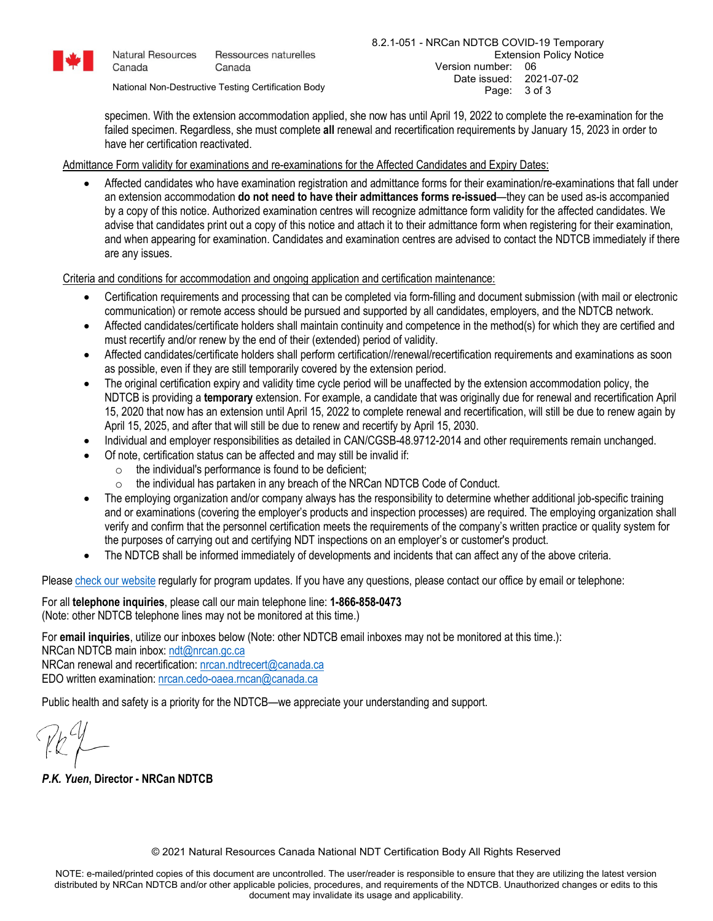specimen. With the extension accommodation applied, she now has until April 19, 2022 to complete the re-examination for the failed specimen. Regardless, she must complete **all** renewal and recertification requirements by January 15, 2023 in order to have her certification reactivated.

<u>Admittance Form validity for examinations and re-examinations for the Affected Candidates and Expiry Dates:</u>

- Affected candidates who have examination registration and admittance forms for their examination/re-examinations that fall under an extension accommodation **do not need to have their admittances forms re-issued**—they can be used as-is accompanied by a copy of this notice. Authorized examination centres will recognize admittance form validity for the affected candidates. We advise that candidates print out a copy of this notice and attach it to their admittance form when registering for their examination, and when appearing for examination. Candidates and examination centres are advised to contact the NDTCB immediately if there are any issues.

<u>Criteria and conditions for accommodation and ongoing application and certification maintenance:</u>

- Certification requirements and processing that can be completed via form-filling and document submission (with mail or electronic communication) or remote access should be pursued and supported by all candidates, employers, and the NDTCB network.
- Affected candidates/certificate holders shall maintain continuity and competence in the method(s) for which they are certified and must recertify and/or renew by the end of their (extended) period of validity.
- Affected candidates/certificate holders shall perform certification//renewal/recertification requirements and examinations as soon as possible, even if they are still temporarily covered by the extension period.
- The original certification expiry and validity time cycle period will be unaffected by the extension accommodation policy, the NDTCB is providing a **temporary** extension. For example, a candidate that was originally due for renewal and recertification April 15, 2020 that now has an extension until April 15, 2022 to complete renewal and recertification, will still be due to renew again by April 15, 2025, and after that will still be due to renew and recertify by April 15, 2030.
- Individual and employer responsibilities as detailed in CAN/CGSB-48.9712-2014 and other requirements remain unchanged.
- Of note, certification status can be affected and may still be invalid if:
  - the individual's performance is found to be deficient;
  - the individual has partaken in any breach of the NRCan NDTCB Code of Conduct.
- The employing organization and/or company always has the responsibility to determine whether additional job-specific training and or examinations (covering the employer's products and inspection processes) are required. The employing organization shall verify and confirm that the personnel certification meets the requirements of the company's written practice or quality system for the purposes of carrying out and certifying NDT inspections on an employer's or customer's product.
- The NDTCB shall be informed immediately of developments and incidents that can affect any of the above criteria.

Please check our website regularly for program updates. If you have any questions, please contact our office by email or telephone:

For all **telephone inquiries**, please call our main telephone line: **1-866-858-0473**
(Note: other NDTCB telephone lines may not be monitored at this time.)

For **email inquiries**, utilize our inboxes below (Note: other NDTCB email inboxes may not be monitored at this time.):
NRCan NDTCB main inbox: ndt@nrcan.gc.ca
NRCan renewal and recertification: nrcan.ndtrecert@canada.ca
EDO written examination: nrcan.cedo-oaea.rncan@canada.ca

Public health and safety is a priority for the NDTCB—we appreciate your understanding and support.

***P.K. Yuen*, Director - NRCan NDTCB**

© 2021 Natural Resources Canada National NDT Certification Body All Rights Reserved

NOTE: e-mailed/printed copies of this document are uncontrolled. The user/reader is responsible to ensure that they are utilizing the latest version distributed by NRCan NDTCB and/or other applicable policies, procedures, and requirements of the NDTCB. Unauthorized changes or edits to this document may invalidate its usage and applicability.